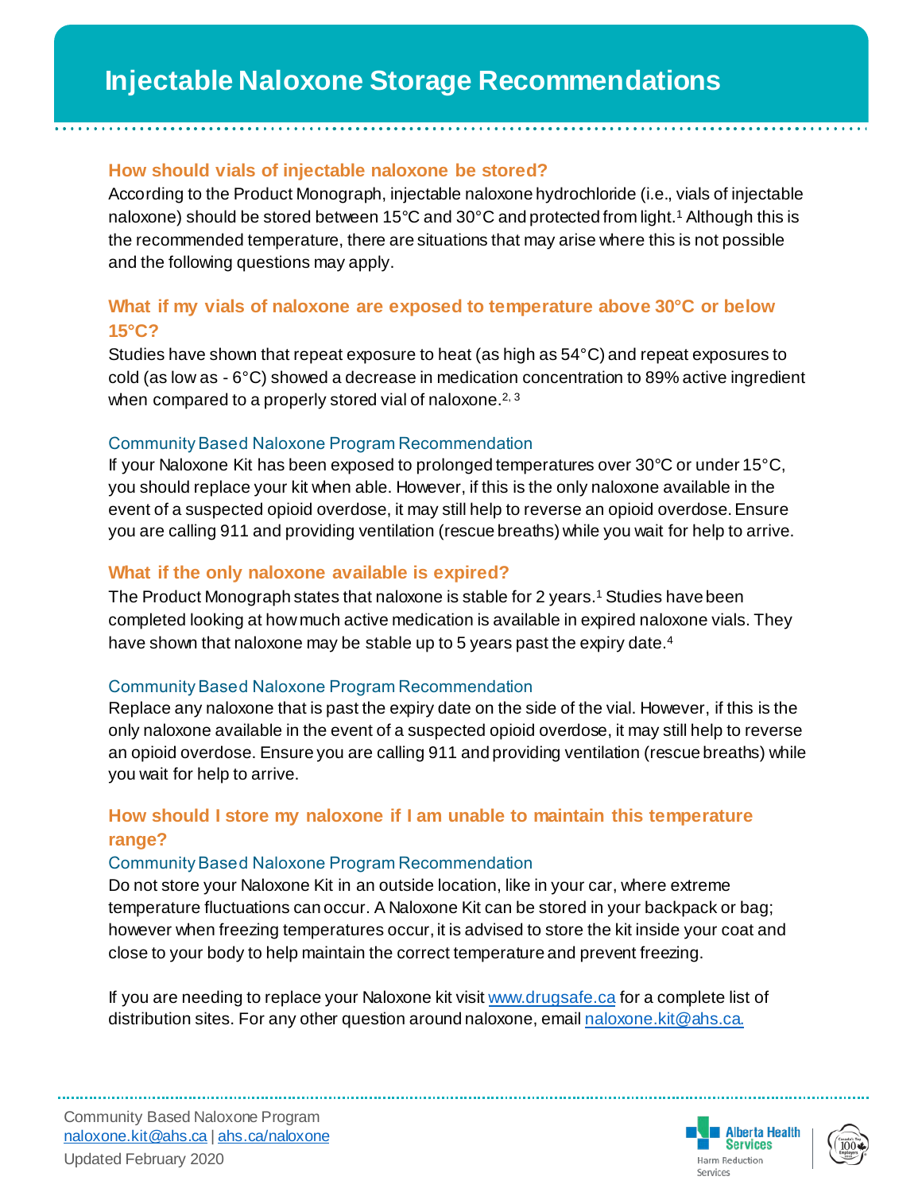# Injectable Naloxone Storage Recommendations

## How should vials of injectable naloxone be stored?

According to the Product Monograph, injectable naloxone hydrochloride (i.e., vials of injectable naloxone) should be stored between 15°C and 30°C and protected from light.[1] Although this is the recommended temperature, there are situations that may arise where this is not possible and the following questions may apply.

## What if my vials of naloxone are exposed to temperature above 30°C or below 15°C?

Studies have shown that repeat exposure to heat (as high as 54°C) and repeat exposures to cold (as low as - 6°C) showed a decrease in medication concentration to 89% active ingredient when compared to a properly stored vial of naloxone.[2, 3]

### Community Based Naloxone Program Recommendation

If your Naloxone Kit has been exposed to prolonged temperatures over 30°C or under 15°C, you should replace your kit when able. However, if this is the only naloxone available in the event of a suspected opioid overdose, it may still help to reverse an opioid overdose. Ensure you are calling 911 and providing ventilation (rescue breaths) while you wait for help to arrive.

## What if the only naloxone available is expired?

The Product Monograph states that naloxone is stable for 2 years.[1] Studies have been completed looking at how much active medication is available in expired naloxone vials. They have shown that naloxone may be stable up to 5 years past the expiry date.[4]

### Community Based Naloxone Program Recommendation

Replace any naloxone that is past the expiry date on the side of the vial. However, if this is the only naloxone available in the event of a suspected opioid overdose, it may still help to reverse an opioid overdose. Ensure you are calling 911 and providing ventilation (rescue breaths) while you wait for help to arrive.

## How should I store my naloxone if I am unable to maintain this temperature range?

### Community Based Naloxone Program Recommendation

Do not store your Naloxone Kit in an outside location, like in your car, where extreme temperature fluctuations can occur. A Naloxone Kit can be stored in your backpack or bag; however when freezing temperatures occur, it is advised to store the kit inside your coat and close to your body to help maintain the correct temperature and prevent freezing.

If you are needing to replace your Naloxone kit visit [www.drugsafe.ca](http://www.drugsafe.ca) for a complete list of distribution sites. For any other question around naloxone, email [naloxone.kit@ahs.ca](mailto:naloxone.kit@ahs.ca).

Community Based Naloxone Program
[naloxone.kit@ahs.ca](mailto:naloxone.kit@ahs.ca) | [ahs.ca/naloxone](http://ahs.ca/naloxone)
Updated February 2020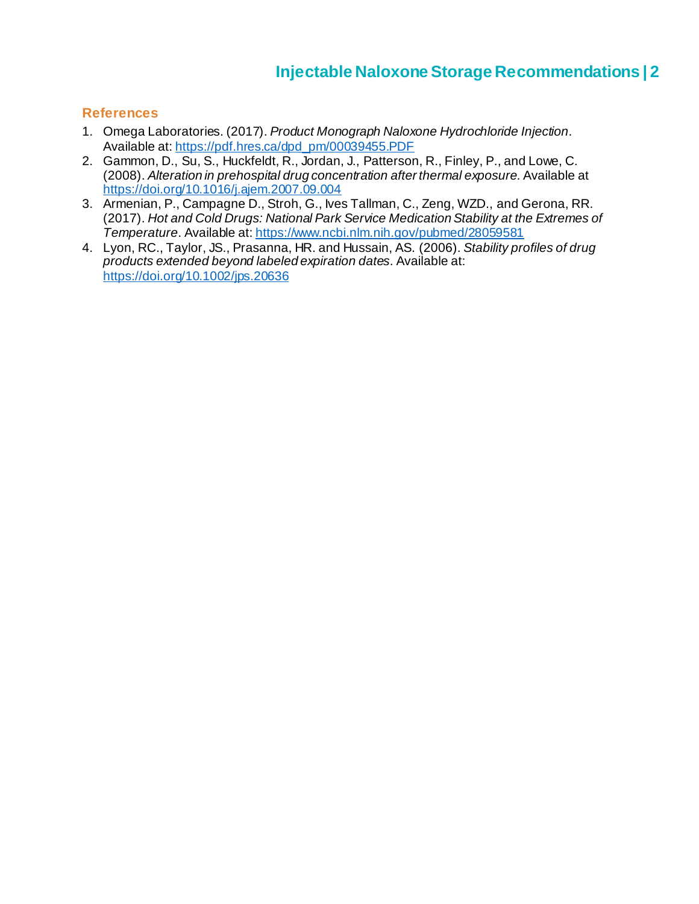## References

1. Omega Laboratories. (2017). *Product Monograph Naloxone Hydrochloride Injection*. Available at: https://pdf.hres.ca/dpd_pm/00039455.PDF
2. Gammon, D., Su, S., Huckfeldt, R., Jordan, J., Patterson, R., Finley, P., and Lowe, C. (2008). *Alteration in prehospital drug concentration after thermal exposure*. Available at https://doi.org/10.1016/j.ajem.2007.09.004
3. Armenian, P., Campagne D., Stroh, G., Ives Tallman, C., Zeng, WZD., and Gerona, RR. (2017). *Hot and Cold Drugs: National Park Service Medication Stability at the Extremes of Temperature*. Available at: https://www.ncbi.nlm.nih.gov/pubmed/28059581
4. Lyon, RC., Taylor, JS., Prasanna, HR. and Hussain, AS. (2006). *Stability profiles of drug products extended beyond labeled expiration dates*. Available at: https://doi.org/10.1002/jps.20636